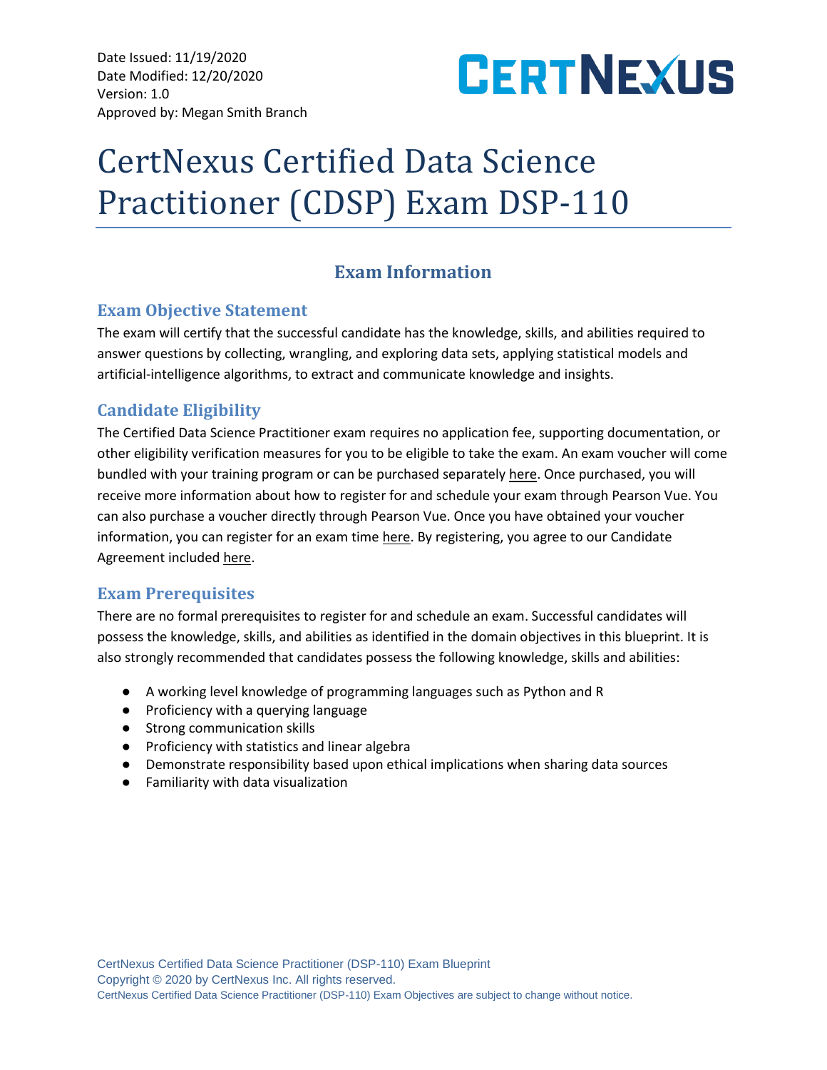Date Issued: 11/19/2020
Date Modified: 12/20/2020
Version: 1.0
Approved by: Megan Smith Branch

CERTNEXUS

# CertNexus Certified Data Science Practitioner (CDSP) Exam DSP-110

## Exam Information

### Exam Objective Statement

The exam will certify that the successful candidate has the knowledge, skills, and abilities required to answer questions by collecting, wrangling, and exploring data sets, applying statistical models and artificial-intelligence algorithms, to extract and communicate knowledge and insights.

### Candidate Eligibility

The Certified Data Science Practitioner exam requires no application fee, supporting documentation, or other eligibility verification measures for you to be eligible to take the exam. An exam voucher will come bundled with your training program or can be purchased separately here. Once purchased, you will receive more information about how to register for and schedule your exam through Pearson Vue. You can also purchase a voucher directly through Pearson Vue. Once you have obtained your voucher information, you can register for an exam time here. By registering, you agree to our Candidate Agreement included here.

### Exam Prerequisites

There are no formal prerequisites to register for and schedule an exam. Successful candidates will possess the knowledge, skills, and abilities as identified in the domain objectives in this blueprint. It is also strongly recommended that candidates possess the following knowledge, skills and abilities:

- A working level knowledge of programming languages such as Python and R
- Proficiency with a querying language
- Strong communication skills
- Proficiency with statistics and linear algebra
- Demonstrate responsibility based upon ethical implications when sharing data sources
- Familiarity with data visualization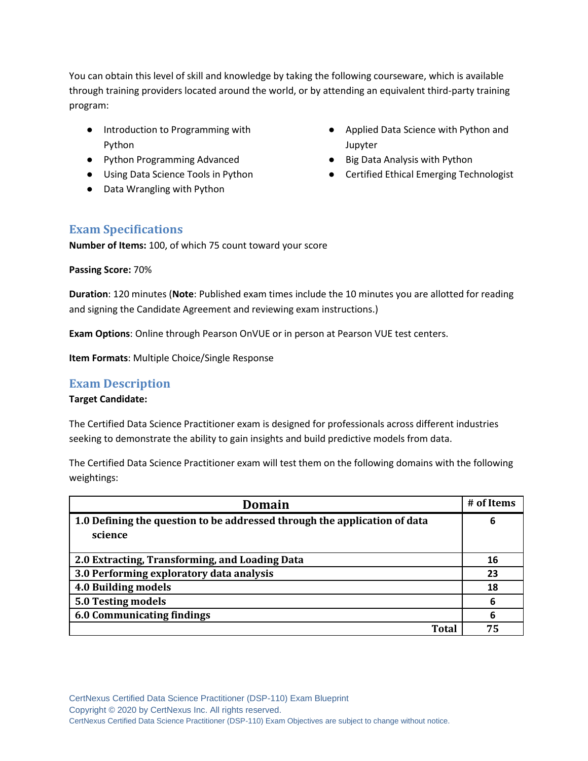You can obtain this level of skill and knowledge by taking the following courseware, which is available through training providers located around the world, or by attending an equivalent third-party training program:

- Introduction to Programming with Python
- Python Programming Advanced
- Using Data Science Tools in Python
- Data Wrangling with Python
- Applied Data Science with Python and Jupyter
- Big Data Analysis with Python
- Certified Ethical Emerging Technologist

## Exam Specifications

**Number of Items:** 100, of which 75 count toward your score

**Passing Score:** 70%

**Duration**: 120 minutes (**Note**: Published exam times include the 10 minutes you are allotted for reading and signing the Candidate Agreement and reviewing exam instructions.)

**Exam Options**: Online through Pearson OnVUE or in person at Pearson VUE test centers.

**Item Formats**: Multiple Choice/Single Response

## Exam Description

**Target Candidate:**

The Certified Data Science Practitioner exam is designed for professionals across different industries seeking to demonstrate the ability to gain insights and build predictive models from data.

The Certified Data Science Practitioner exam will test them on the following domains with the following weightings:

| Domain | # of Items |
|---|---|
| **1.0 Defining the question to be addressed through the application of data science** | **6** |
| **2.0 Extracting, Transforming, and Loading Data** | **16** |
| **3.0 Performing exploratory data analysis** | **23** |
| **4.0 Building models** | **18** |
| **5.0 Testing models** | **6** |
| **6.0 Communicating findings** | **6** |
| **Total** | **75** |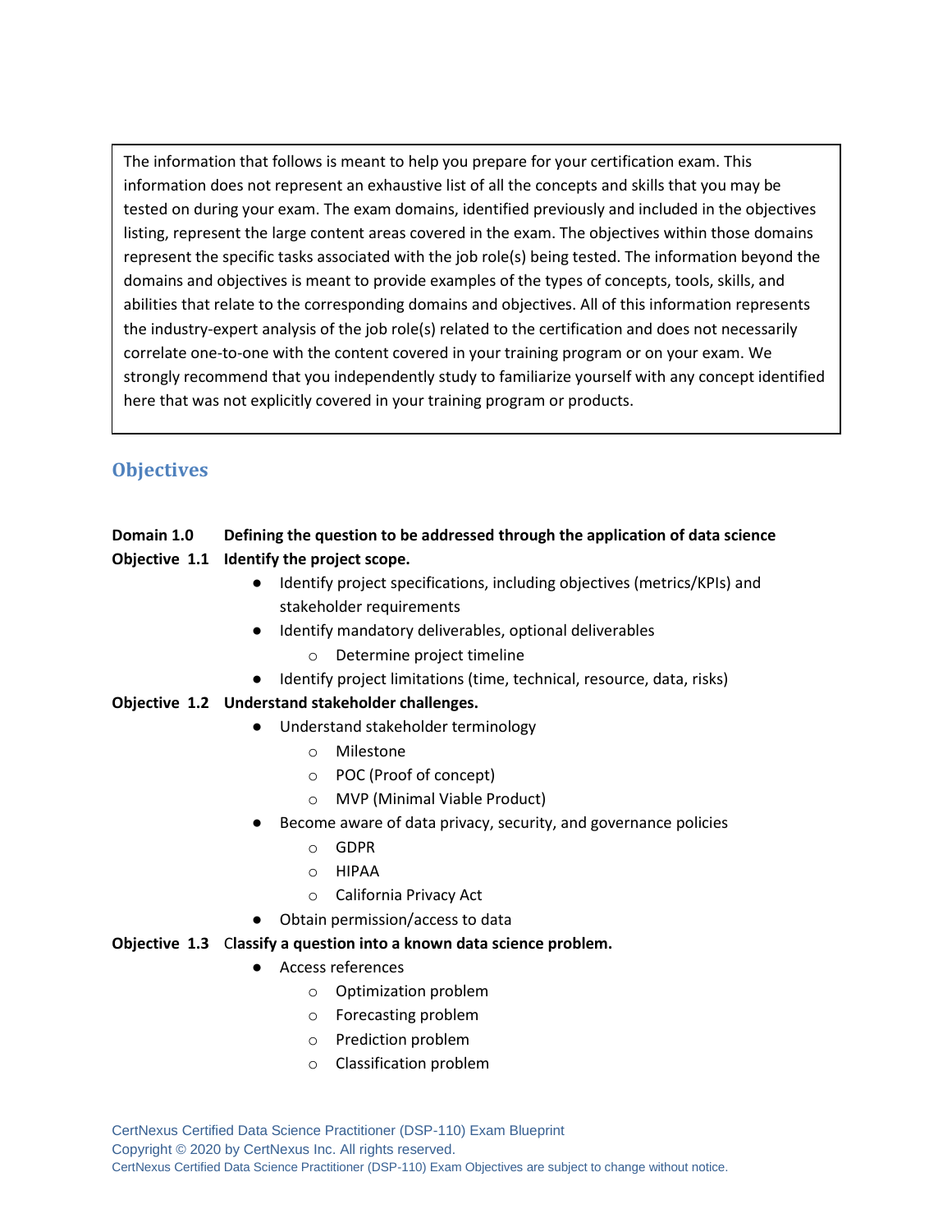The information that follows is meant to help you prepare for your certification exam. This information does not represent an exhaustive list of all the concepts and skills that you may be tested on during your exam. The exam domains, identified previously and included in the objectives listing, represent the large content areas covered in the exam. The objectives within those domains represent the specific tasks associated with the job role(s) being tested. The information beyond the domains and objectives is meant to provide examples of the types of concepts, tools, skills, and abilities that relate to the corresponding domains and objectives. All of this information represents the industry-expert analysis of the job role(s) related to the certification and does not necessarily correlate one-to-one with the content covered in your training program or on your exam. We strongly recommend that you independently study to familiarize yourself with any concept identified here that was not explicitly covered in your training program or products.

## Objectives

**Domain 1.0 Defining the question to be addressed through the application of data science**

**Objective 1.1 Identify the project scope.**

- Identify project specifications, including objectives (metrics/KPIs) and stakeholder requirements
- Identify mandatory deliverables, optional deliverables
  - Determine project timeline
- Identify project limitations (time, technical, resource, data, risks)

**Objective 1.2 Understand stakeholder challenges.**

- Understand stakeholder terminology
  - Milestone
  - POC (Proof of concept)
  - MVP (Minimal Viable Product)
- Become aware of data privacy, security, and governance policies
  - GDPR
  - HIPAA
  - California Privacy Act
- Obtain permission/access to data

**Objective 1.3 Classify a question into a known data science problem.**

- Access references
  - Optimization problem
  - Forecasting problem
  - Prediction problem
  - Classification problem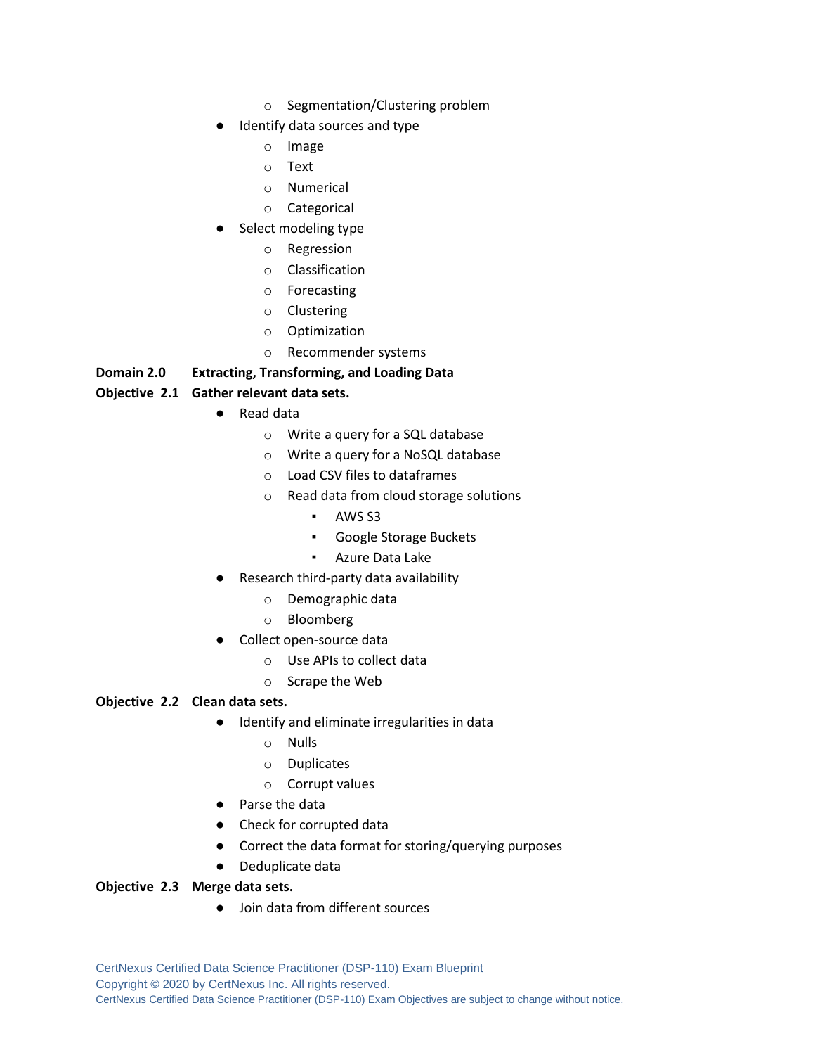- Segmentation/Clustering problem
- Identify data sources and type
    - Image
    - Text
    - Numerical
    - Categorical
- Select modeling type
    - Regression
    - Classification
    - Forecasting
    - Clustering
    - Optimization
    - Recommender systems

**Domain 2.0 Extracting, Transforming, and Loading Data**

**Objective 2.1 Gather relevant data sets.**

- Read data
    - Write a query for a SQL database
    - Write a query for a NoSQL database
    - Load CSV files to dataframes
    - Read data from cloud storage solutions
        - AWS S3
        - Google Storage Buckets
        - Azure Data Lake
- Research third-party data availability
    - Demographic data
    - Bloomberg
- Collect open-source data
    - Use APIs to collect data
    - Scrape the Web

**Objective 2.2 Clean data sets.**

- Identify and eliminate irregularities in data
    - Nulls
    - Duplicates
    - Corrupt values
- Parse the data
- Check for corrupted data
- Correct the data format for storing/querying purposes
- Deduplicate data

**Objective 2.3 Merge data sets.**

- Join data from different sources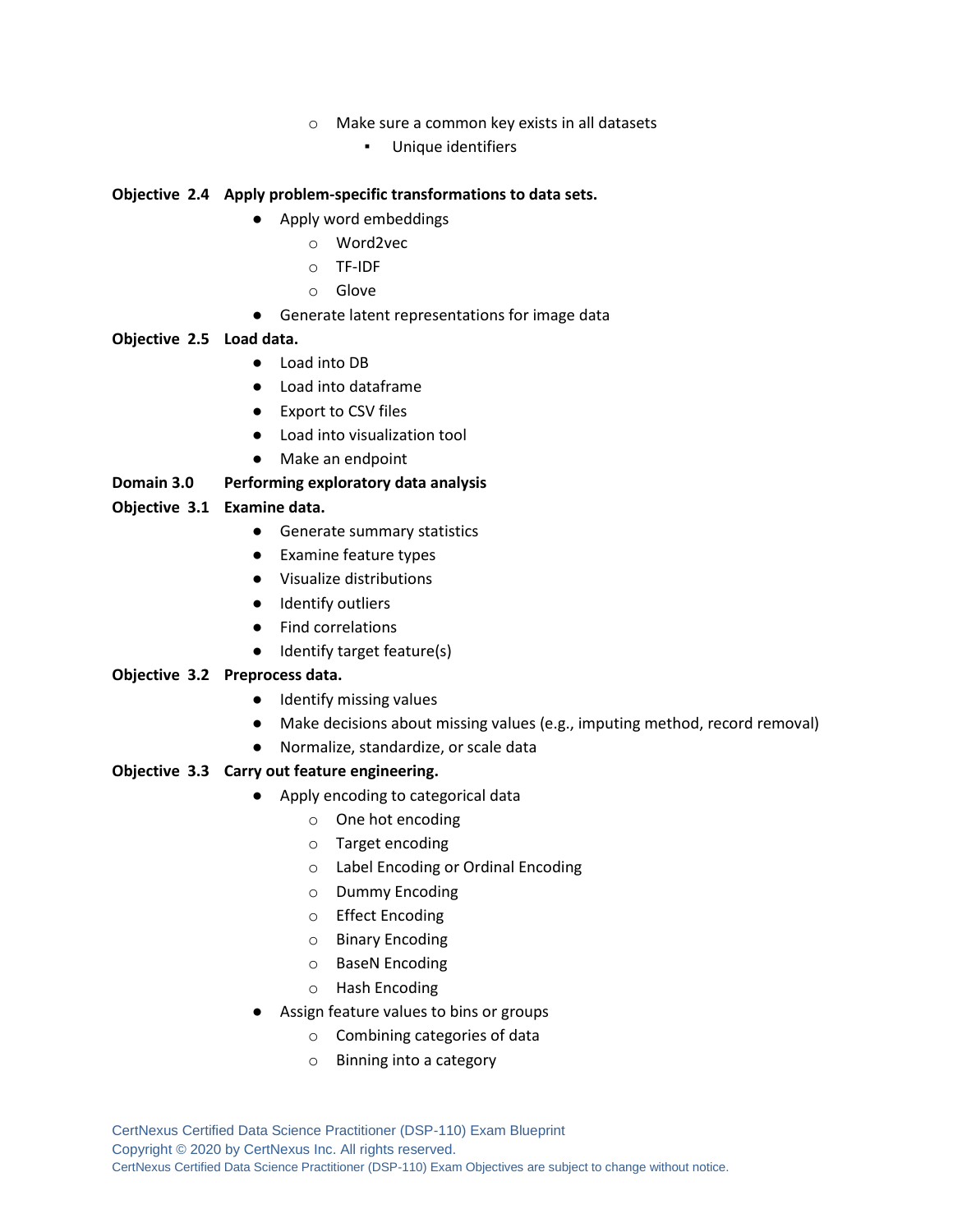- Make sure a common key exists in all datasets
  - Unique identifiers

**Objective 2.4 Apply problem-specific transformations to data sets.**

- Apply word embeddings
  - Word2vec
  - TF-IDF
  - Glove
- Generate latent representations for image data

**Objective 2.5 Load data.**

- Load into DB
- Load into dataframe
- Export to CSV files
- Load into visualization tool
- Make an endpoint

**Domain 3.0 Performing exploratory data analysis**

**Objective 3.1 Examine data.**

- Generate summary statistics
- Examine feature types
- Visualize distributions
- Identify outliers
- Find correlations
- Identify target feature(s)

**Objective 3.2 Preprocess data.**

- Identify missing values
- Make decisions about missing values (e.g., imputing method, record removal)
- Normalize, standardize, or scale data

**Objective 3.3 Carry out feature engineering.**

- Apply encoding to categorical data
  - One hot encoding
  - Target encoding
  - Label Encoding or Ordinal Encoding
  - Dummy Encoding
  - Effect Encoding
  - Binary Encoding
  - BaseN Encoding
  - Hash Encoding
- Assign feature values to bins or groups
  - Combining categories of data
  - Binning into a category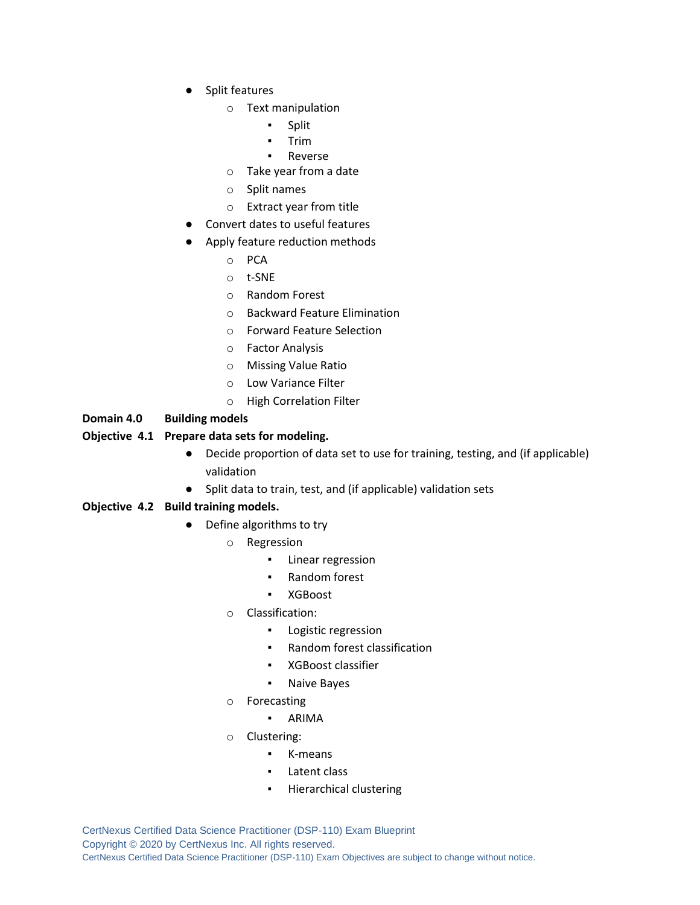- Split features
    - Text manipulation
        - Split
        - Trim
        - Reverse
    - Take year from a date
    - Split names
    - Extract year from title
- Convert dates to useful features
- Apply feature reduction methods
    - PCA
    - t-SNE
    - Random Forest
    - Backward Feature Elimination
    - Forward Feature Selection
    - Factor Analysis
    - Missing Value Ratio
    - Low Variance Filter
    - High Correlation Filter

**Domain 4.0 Building models**

**Objective 4.1 Prepare data sets for modeling.**

- Decide proportion of data set to use for training, testing, and (if applicable) validation
- Split data to train, test, and (if applicable) validation sets

**Objective 4.2 Build training models.**

- Define algorithms to try
    - Regression
        - Linear regression
        - Random forest
        - XGBoost
    - Classification:
        - Logistic regression
        - Random forest classification
        - XGBoost classifier
        - Naive Bayes
    - Forecasting
        - ARIMA
    - Clustering:
        - K-means
        - Latent class
        - Hierarchical clustering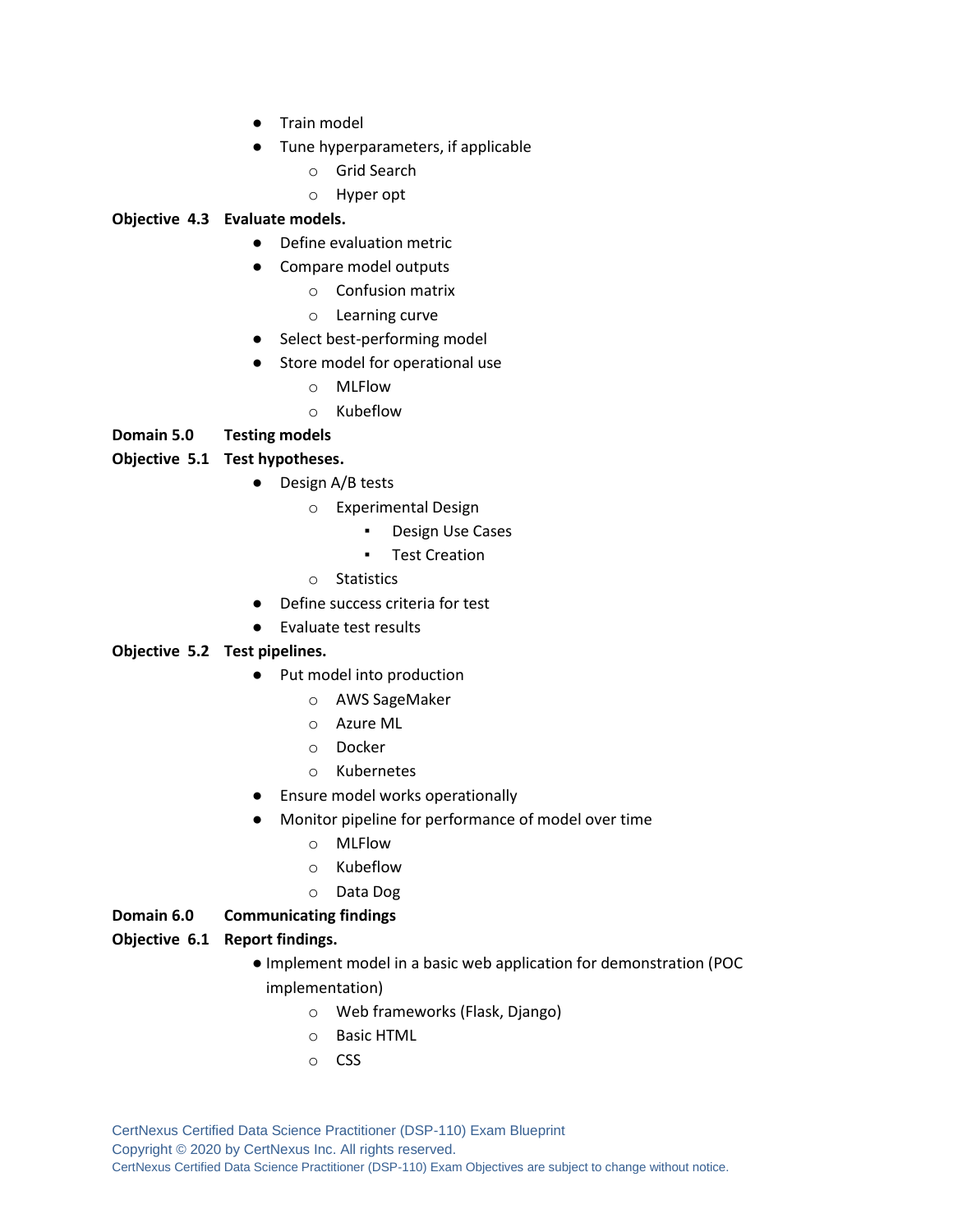- Train model
- Tune hyperparameters, if applicable
  - Grid Search
  - Hyper opt

**Objective 4.3 Evaluate models.**

- Define evaluation metric
- Compare model outputs
  - Confusion matrix
  - Learning curve
- Select best-performing model
- Store model for operational use
  - MLFlow
  - Kubeflow

**Domain 5.0 Testing models**

**Objective 5.1 Test hypotheses.**

- Design A/B tests
  - Experimental Design
    - Design Use Cases
    - Test Creation
  - Statistics
- Define success criteria for test
- Evaluate test results

**Objective 5.2 Test pipelines.**

- Put model into production
  - AWS SageMaker
  - Azure ML
  - Docker
  - Kubernetes
- Ensure model works operationally
- Monitor pipeline for performance of model over time
  - MLFlow
  - Kubeflow
  - Data Dog

**Domain 6.0 Communicating findings**

**Objective 6.1 Report findings.**

- Implement model in a basic web application for demonstration (POC implementation)
  - Web frameworks (Flask, Django)
  - Basic HTML
  - CSS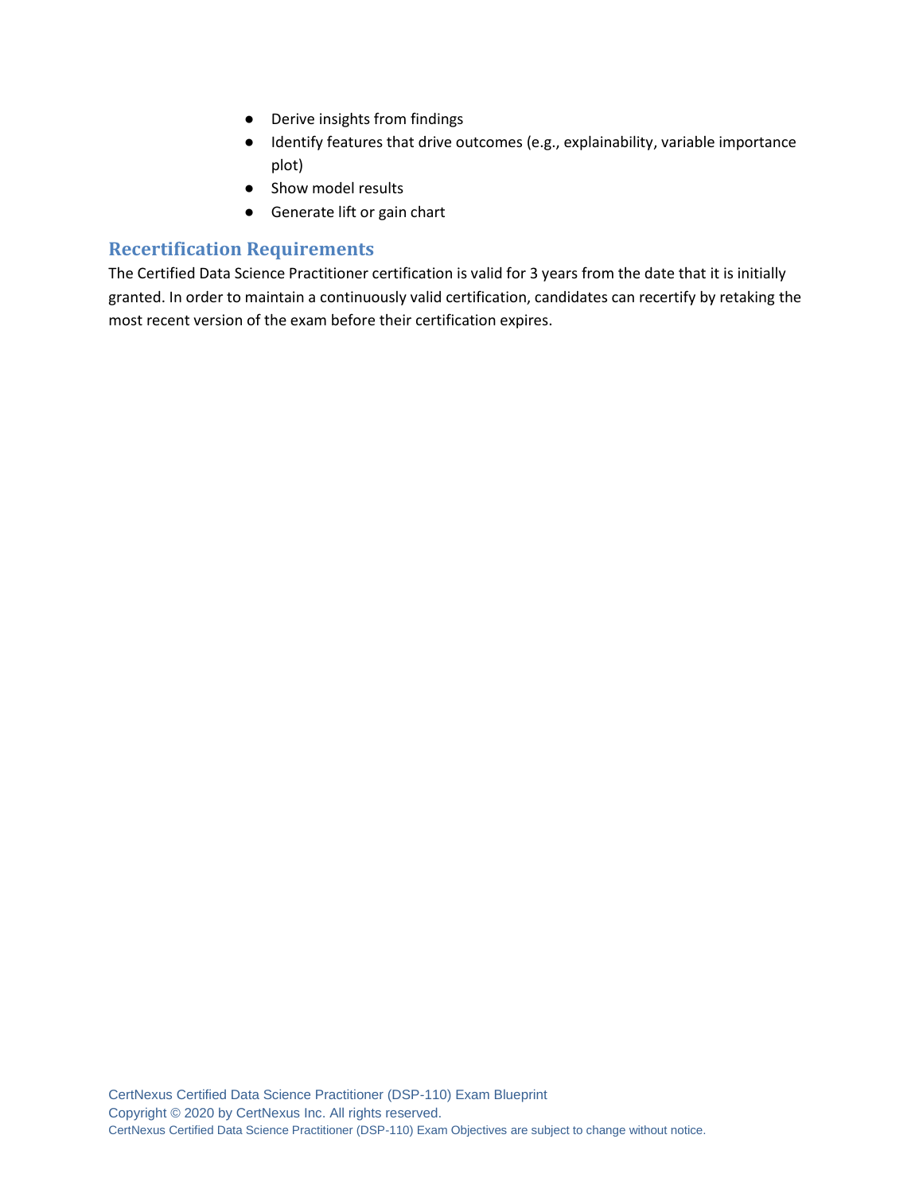- Derive insights from findings
- Identify features that drive outcomes (e.g., explainability, variable importance plot)
- Show model results
- Generate lift or gain chart

## Recertification Requirements

The Certified Data Science Practitioner certification is valid for 3 years from the date that it is initially granted. In order to maintain a continuously valid certification, candidates can recertify by retaking the most recent version of the exam before their certification expires.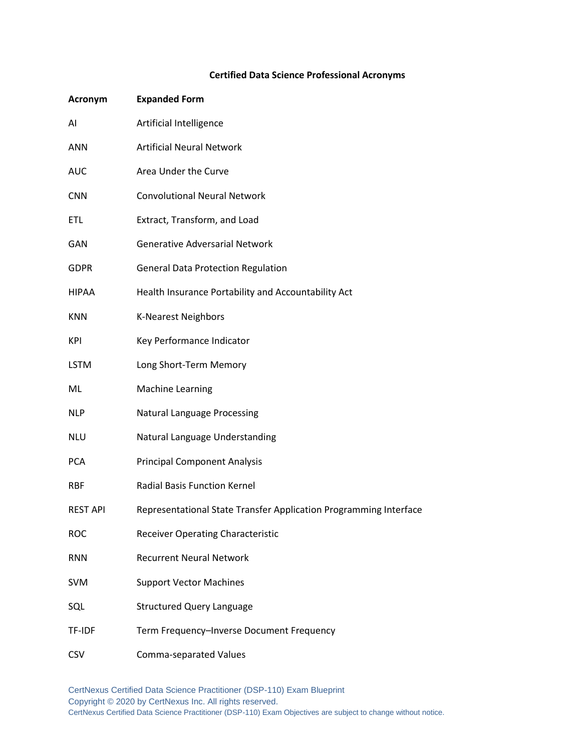**Certified Data Science Professional Acronyms**

| Acronym | Expanded Form |
| --- | --- |
| AI | Artificial Intelligence |
| ANN | Artificial Neural Network |
| AUC | Area Under the Curve |
| CNN | Convolutional Neural Network |
| ETL | Extract, Transform, and Load |
| GAN | Generative Adversarial Network |
| GDPR | General Data Protection Regulation |
| HIPAA | Health Insurance Portability and Accountability Act |
| KNN | K-Nearest Neighbors |
| KPI | Key Performance Indicator |
| LSTM | Long Short-Term Memory |
| ML | Machine Learning |
| NLP | Natural Language Processing |
| NLU | Natural Language Understanding |
| PCA | Principal Component Analysis |
| RBF | Radial Basis Function Kernel |
| REST API | Representational State Transfer Application Programming Interface |
| ROC | Receiver Operating Characteristic |
| RNN | Recurrent Neural Network |
| SVM | Support Vector Machines |
| SQL | Structured Query Language |
| TF-IDF | Term Frequency–Inverse Document Frequency |
| CSV | Comma-separated Values |